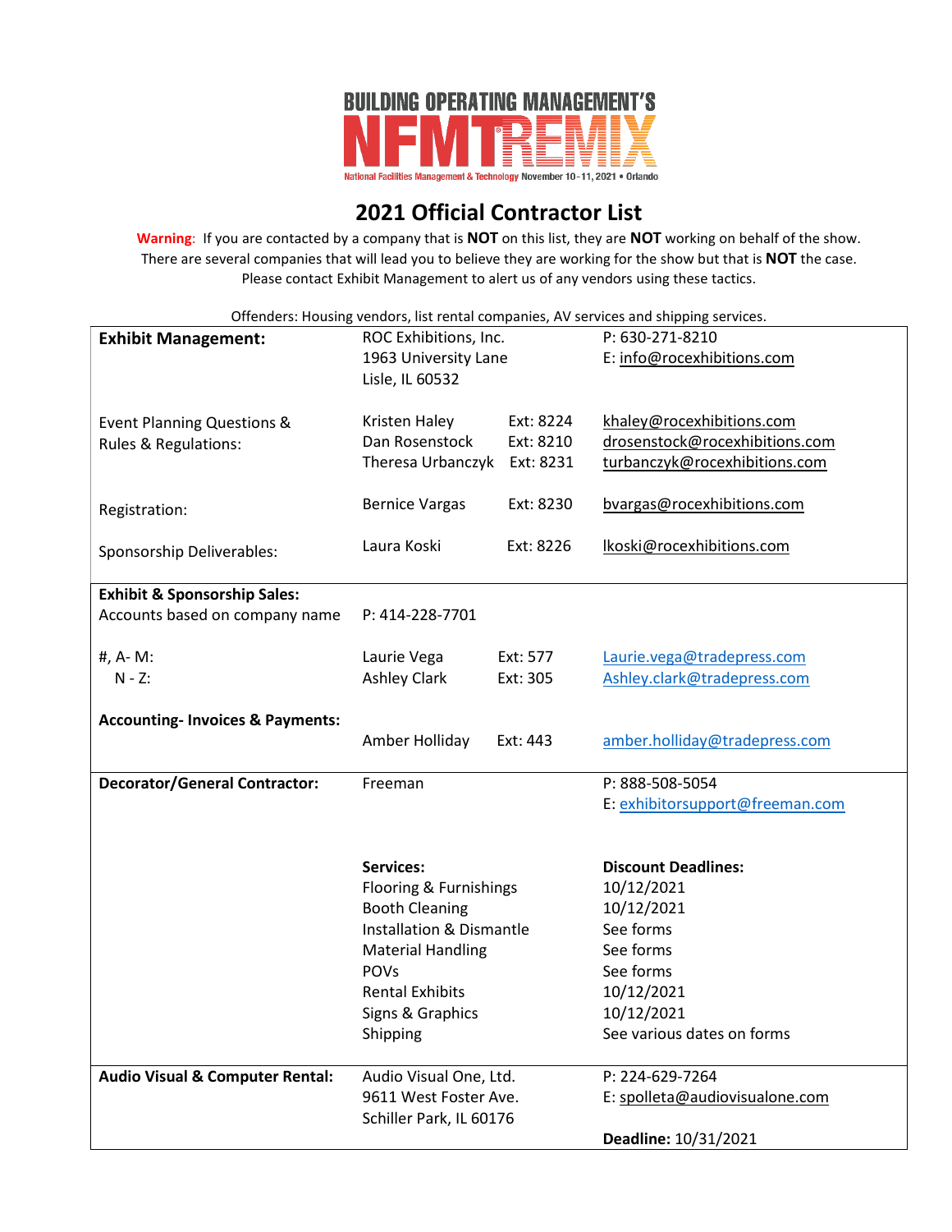**BUILDING OPERATING MANAGEMENT'S NFMT REMIX**

National Facilities Management & Technology November 10-11, 2021 • Orlando

# 2021 Official Contractor List

**Warning**: If you are contacted by a company that is **NOT** on this list, they are **NOT** working on behalf of the show. There are several companies that will lead you to believe they are working for the show but that is **NOT** the case. Please contact Exhibit Management to alert us of any vendors using these tactics.

Offenders: Housing vendors, list rental companies, AV services and shipping services.

| | | | |
|---|---|---|---|
| **Exhibit Management:** | ROC Exhibitions, Inc.<br>1963 University Lane<br>Lisle, IL 60532 | | P: 630-271-8210<br>E: info@rocexhibitions.com |
| Event Planning Questions & Rules & Regulations: | Kristen Haley<br>Dan Rosenstock<br>Theresa Urbanczyk | Ext: 8224<br>Ext: 8210<br>Ext: 8231 | khaley@rocexhibitions.com<br>drosenstock@rocexhibitions.com<br>turbanczyk@rocexhibitions.com |
| Registration: | Bernice Vargas | Ext: 8230 | bvargas@rocexhibitions.com |
| Sponsorship Deliverables: | Laura Koski | Ext: 8226 | lkoski@rocexhibitions.com |
| **Exhibit & Sponsorship Sales:**<br>Accounts based on company name | P: 414-228-7701 | | |
| #, A- M: | Laurie Vega | Ext: 577 | Laurie.vega@tradepress.com |
| N - Z: | Ashley Clark | Ext: 305 | Ashley.clark@tradepress.com |
| **Accounting- Invoices & Payments:** | Amber Holliday | Ext: 443 | amber.holliday@tradepress.com |
| **Decorator/General Contractor:** | Freeman | | P: 888-508-5054<br>E: exhibitorsupport@freeman.com |
| | **Services:** | | **Discount Deadlines:** |
| | Flooring & Furnishings | | 10/12/2021 |
| | Booth Cleaning | | 10/12/2021 |
| | Installation & Dismantle | | See forms |
| | Material Handling | | See forms |
| | POVs | | See forms |
| | Rental Exhibits | | 10/12/2021 |
| | Signs & Graphics | | 10/12/2021 |
| | Shipping | | See various dates on forms |
| **Audio Visual & Computer Rental:** | Audio Visual One, Ltd.<br>9611 West Foster Ave.<br>Schiller Park, IL 60176 | | P: 224-629-7264<br>E: spolleta@audiovisualone.com<br>**Deadline:** 10/31/2021 |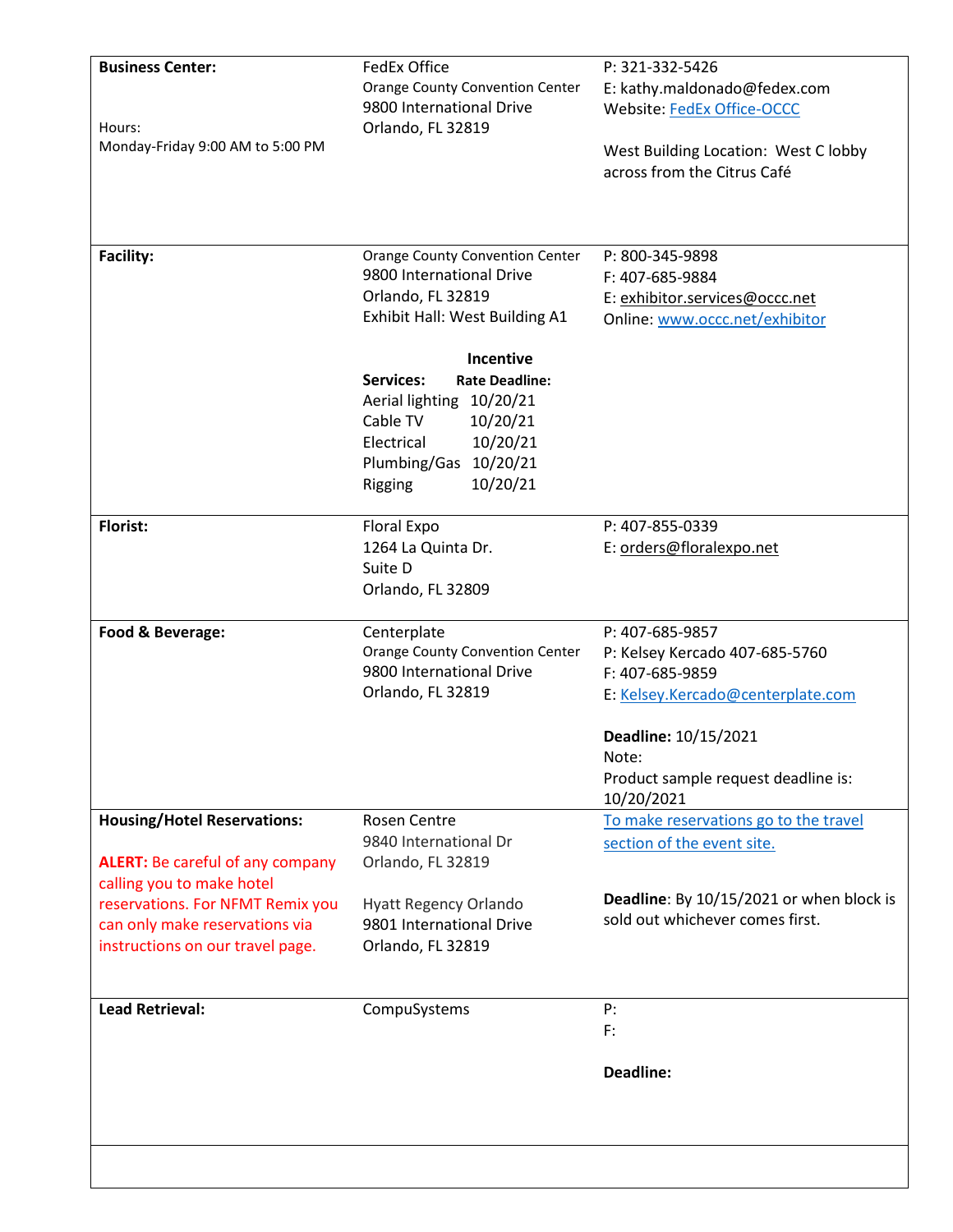| | | |
|---|---|---|
| **Business Center:**<br><br>Hours:<br>Monday-Friday 9:00 AM to 5:00 PM | FedEx Office<br>Orange County Convention Center<br>9800 International Drive<br>Orlando, FL 32819 | P: 321-332-5426<br>E: kathy.maldonado@fedex.com<br>Website: FedEx Office-OCCC<br><br>West Building Location: West C lobby across from the Citrus Café |
| **Facility:** | Orange County Convention Center<br>9800 International Drive<br>Orlando, FL 32819<br>Exhibit Hall: West Building A1<br><br>**Services:** **Incentive Rate Deadline:**<br>Aerial lighting 10/20/21<br>Cable TV 10/20/21<br>Electrical 10/20/21<br>Plumbing/Gas 10/20/21<br>Rigging 10/20/21 | P: 800-345-9898<br>F: 407-685-9884<br>E: exhibitor.services@occc.net<br>Online: www.occc.net/exhibitor |
| **Florist:** | Floral Expo<br>1264 La Quinta Dr.<br>Suite D<br>Orlando, FL 32809 | P: 407-855-0339<br>E: orders@floralexpo.net |
| **Food & Beverage:** | Centerplate<br>Orange County Convention Center<br>9800 International Drive<br>Orlando, FL 32819 | P: 407-685-9857<br>P: Kelsey Kercado 407-685-5760<br>F: 407-685-9859<br>E: Kelsey.Kercado@centerplate.com<br><br>**Deadline:** 10/15/2021<br>Note:<br>Product sample request deadline is: 10/20/2021 |
| **Housing/Hotel Reservations:**<br><br>**ALERT:** Be careful of any company calling you to make hotel reservations. For NFMT Remix you can only make reservations via instructions on our travel page. | Rosen Centre<br>9840 International Dr<br>Orlando, FL 32819<br><br>Hyatt Regency Orlando<br>9801 International Drive<br>Orlando, FL 32819 | To make reservations go to the travel section of the event site.<br><br>**Deadline**: By 10/15/2021 or when block is sold out whichever comes first. |
| **Lead Retrieval:** | CompuSystems | P:<br>F:<br><br>**Deadline:** |
| | | |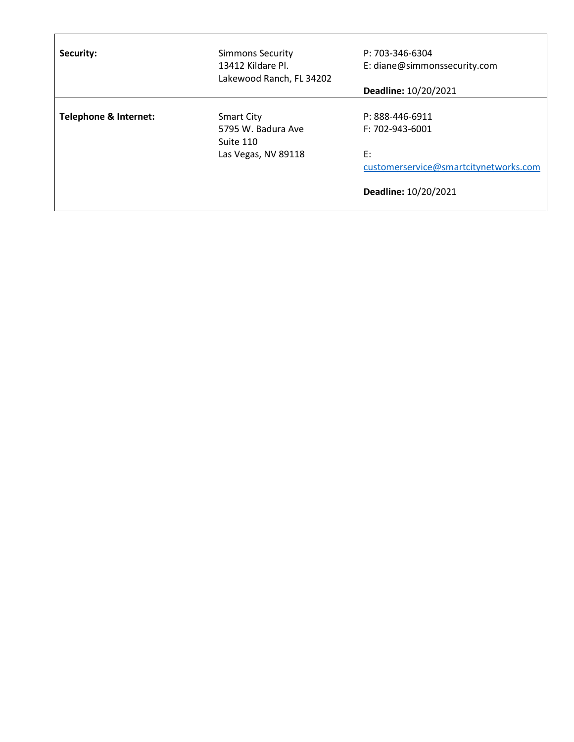| | | |
|---|---|---|
| **Security:** | Simmons Security<br>13412 Kildare Pl.<br>Lakewood Ranch, FL 34202 | P: 703-346-6304<br>E: diane@simmonssecurity.com<br><br>**Deadline:** 10/20/2021 |
| **Telephone & Internet:** | Smart City<br>5795 W. Badura Ave<br>Suite 110<br>Las Vegas, NV 89118 | P: 888-446-6911<br>F: 702-943-6001<br><br>E:<br>customerservice@smartcitynetworks.com<br><br>**Deadline:** 10/20/2021 |